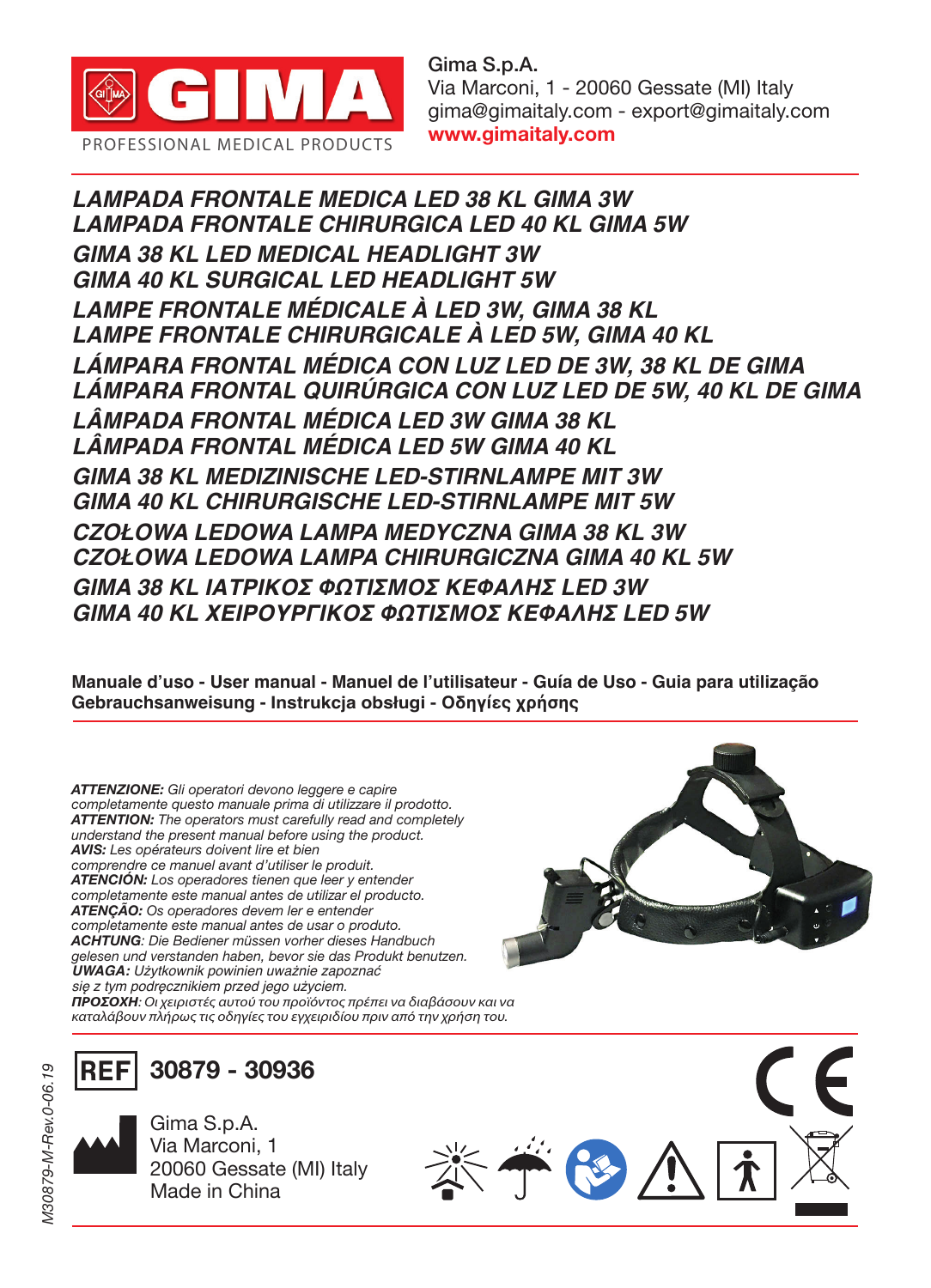GIMA
PROFESSIONAL MEDICAL PRODUCTS

Gima S.p.A.
Via Marconi, 1 - 20060 Gessate (MI) Italy
gima@gimaitaly.com - export@gimaitaly.com
**www.gimaitaly.com**

# *LAMPADA FRONTALE MEDICA LED 38 KL GIMA 3W*
# *LAMPADA FRONTALE CHIRURGICA LED 40 KL GIMA 5W*
# *GIMA 38 KL LED MEDICAL HEADLIGHT 3W*
# *GIMA 40 KL SURGICAL LED HEADLIGHT 5W*
# *LAMPE FRONTALE MÉDICALE À LED 3W, GIMA 38 KL*
# *LAMPE FRONTALE CHIRURGICALE À LED 5W, GIMA 40 KL*
# *LÁMPARA FRONTAL MÉDICA CON LUZ LED DE 3W, 38 KL DE GIMA*
# *LÁMPARA FRONTAL QUIRÚRGICA CON LUZ LED DE 5W, 40 KL DE GIMA*
# *LÂMPADA FRONTAL MÉDICA LED 3W GIMA 38 KL*
# *LÂMPADA FRONTAL MÉDICA LED 5W GIMA 40 KL*
# *GIMA 38 KL MEDIZINISCHE LED-STIRNLAMPE MIT 3W*
# *GIMA 40 KL CHIRURGISCHE LED-STIRNLAMPE MIT 5W*
# *CZOŁOWA LEDOWA LAMPA MEDYCZNA GIMA 38 KL 3W*
# *CZOŁOWA LEDOWA LAMPA CHIRURGICZNA GIMA 40 KL 5W*
# *GIMA 38 KL ΙΑΤΡΙΚΟΣ ΦΩΤΙΣΜΟΣ ΚΕΦΑΛΗΣ LED 3W*
# *GIMA 40 KL ΧΕΙΡΟΥΡΓΙΚΟΣ ΦΩΤΙΣΜΟΣ ΚΕΦΑΛΗΣ LED 5W*

**Manuale d'uso - User manual - Manuel de l'utilisateur - Guía de Uso - Guia para utilização Gebrauchsanweisung - Instrukcja obsługi - Οδηγίες χρήσης**

***ATTENZIONE:*** *Gli operatori devono leggere e capire completamente questo manuale prima di utilizzare il prodotto.*
***ATTENTION:*** *The operators must carefully read and completely understand the present manual before using the product.*
***AVIS:*** *Les opérateurs doivent lire et bien comprendre ce manuel avant d'utiliser le produit.*
***ATENCIÓN:*** *Los operadores tienen que leer y entender completamente este manual antes de utilizar el producto.*
***ATENÇÃO:*** *Os operadores devem ler e entender completamente este manual antes de usar o produto.*
***ACHTUNG****: Die Bediener müssen vorher dieses Handbuch gelesen und verstanden haben, bevor sie das Produkt benutzen.*
***UWAGA:*** *Użytkownik powinien uważnie zapoznać się z tym podręcznikiem przed jego użyciem.*
***ΠΡΟΣΟΧΗ****: Οι χειριστές αυτού του προϊόντος πρέπει να διαβάσουν και να καταλάβουν πλήρως τις οδηγίες του εγχειριδίου πριν από την χρήση του.*

**REF** 30879 - 30936

Gima S.p.A.
Via Marconi, 1
20060 Gessate (MI) Italy
Made in China

CE

*M30879-M-Rev.0-06.19*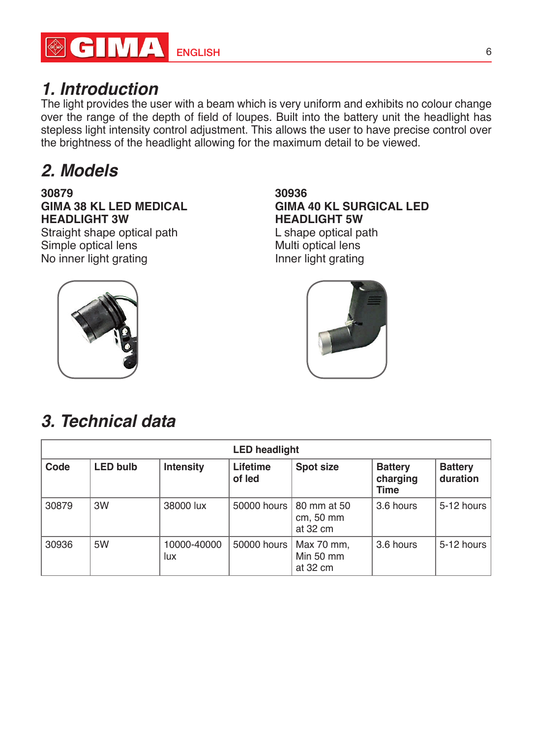## 1. Introduction

The light provides the user with a beam which is very uniform and exhibits no colour change over the range of the depth of field of loupes. Built into the battery unit the headlight has stepless light intensity control adjustment. This allows the user to have precise control over the brightness of the headlight allowing for the maximum detail to be viewed.

## 2. Models

**30879**
**GIMA 38 KL LED MEDICAL HEADLIGHT 3W**
Straight shape optical path
Simple optical lens
No inner light grating

**30936**
**GIMA 40 KL SURGICAL LED HEADLIGHT 5W**
L shape optical path
Multi optical lens
Inner light grating

## 3. Technical data

| LED headlight | | | | | | |
|---|---|---|---|---|---|---|
| **Code** | **LED bulb** | **Intensity** | **Lifetime of led** | **Spot size** | **Battery charging Time** | **Battery duration** |
| 30879 | 3W | 38000 lux | 50000 hours | 80 mm at 50 cm, 50 mm at 32 cm | 3.6 hours | 5-12 hours |
| 30936 | 5W | 10000-40000 lux | 50000 hours | Max 70 mm, Min 50 mm at 32 cm | 3.6 hours | 5-12 hours |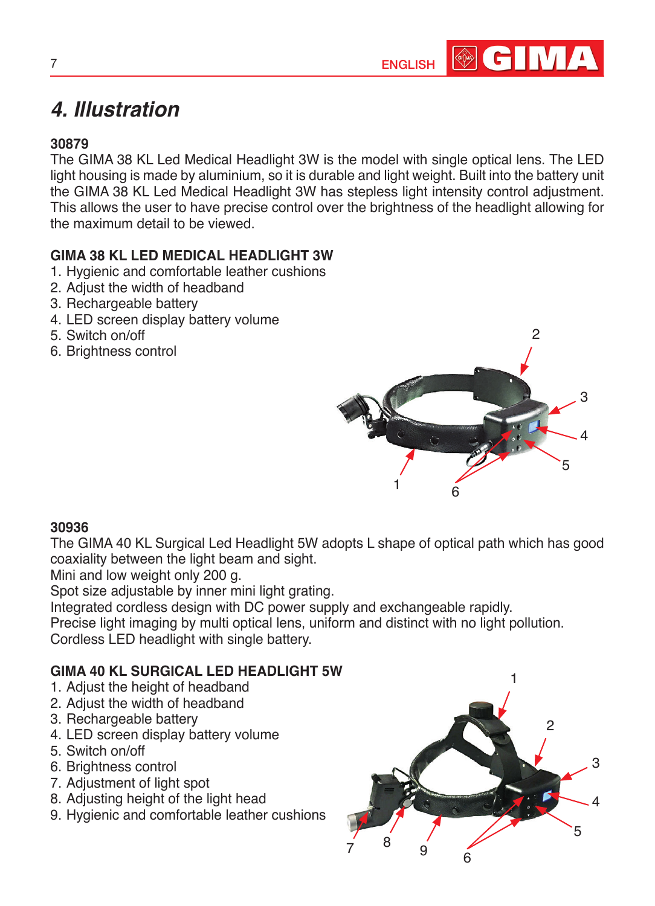# 4. Illustration

**30879**

The GIMA 38 KL Led Medical Headlight 3W is the model with single optical lens. The LED light housing is made by aluminium, so it is durable and light weight. Built into the battery unit the GIMA 38 KL Led Medical Headlight 3W has stepless light intensity control adjustment. This allows the user to have precise control over the brightness of the headlight allowing for the maximum detail to be viewed.

**GIMA 38 KL LED MEDICAL HEADLIGHT 3W**

1. Hygienic and comfortable leather cushions
2. Adjust the width of headband
3. Rechargeable battery
4. LED screen display battery volume
5. Switch on/off
6. Brightness control

**30936**

The GIMA 40 KL Surgical Led Headlight 5W adopts L shape of optical path which has good coaxiality between the light beam and sight.
Mini and low weight only 200 g.
Spot size adjustable by inner mini light grating.
Integrated cordless design with DC power supply and exchangeable rapidly.
Precise light imaging by multi optical lens, uniform and distinct with no light pollution.
Cordless LED headlight with single battery.

**GIMA 40 KL SURGICAL LED HEADLIGHT 5W**

1. Adjust the height of headband
2. Adjust the width of headband
3. Rechargeable battery
4. LED screen display battery volume
5. Switch on/off
6. Brightness control
7. Adjustment of light spot
8. Adjusting height of the light head
9. Hygienic and comfortable leather cushions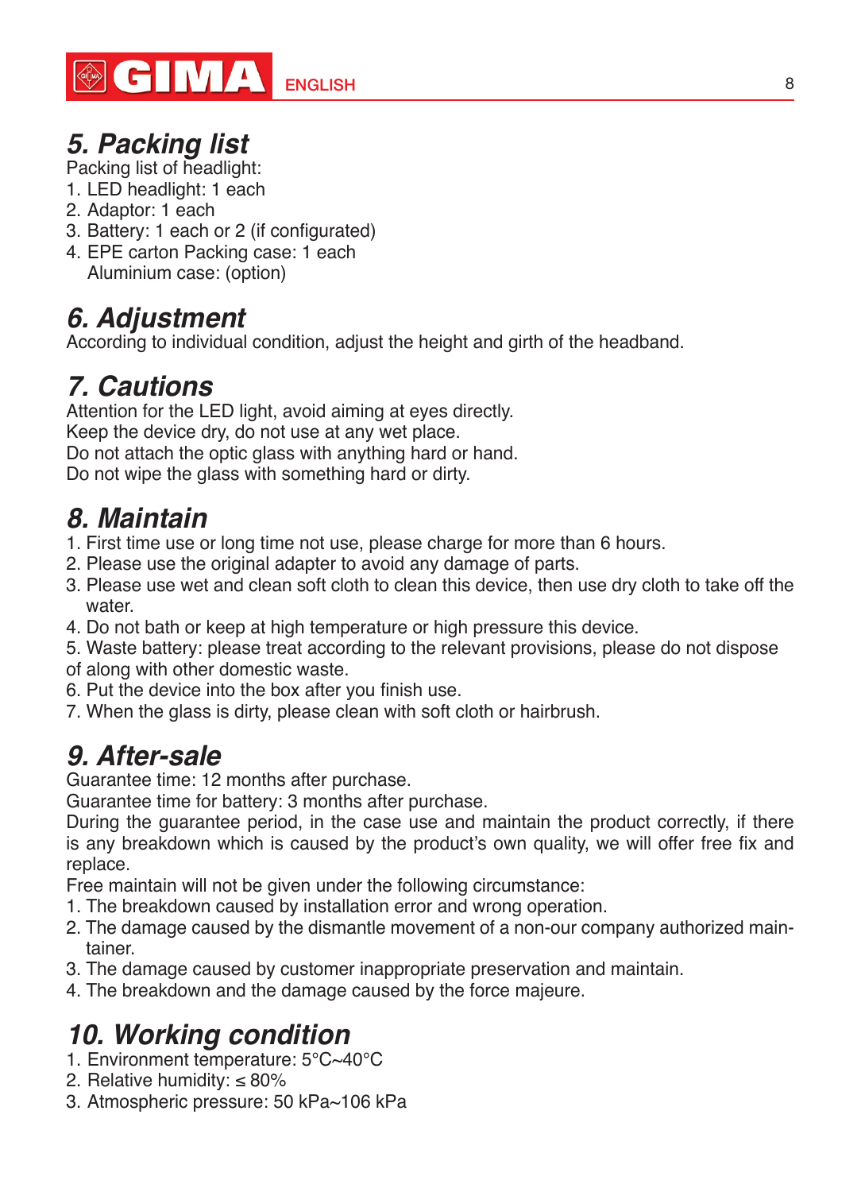## 5. Packing list

Packing list of headlight:

1. LED headlight: 1 each
2. Adaptor: 1 each
3. Battery: 1 each or 2 (if configurated)
4. EPE carton Packing case: 1 each
   Aluminium case: (option)

## 6. Adjustment

According to individual condition, adjust the height and girth of the headband.

## 7. Cautions

Attention for the LED light, avoid aiming at eyes directly.
Keep the device dry, do not use at any wet place.
Do not attach the optic glass with anything hard or hand.
Do not wipe the glass with something hard or dirty.

## 8. Maintain

1. First time use or long time not use, please charge for more than 6 hours.
2. Please use the original adapter to avoid any damage of parts.
3. Please use wet and clean soft cloth to clean this device, then use dry cloth to take off the water.
4. Do not bath or keep at high temperature or high pressure this device.
5. Waste battery: please treat according to the relevant provisions, please do not dispose of along with other domestic waste.
6. Put the device into the box after you finish use.
7. When the glass is dirty, please clean with soft cloth or hairbrush.

## 9. After-sale

Guarantee time: 12 months after purchase.
Guarantee time for battery: 3 months after purchase.
During the guarantee period, in the case use and maintain the product correctly, if there is any breakdown which is caused by the product's own quality, we will offer free fix and replace.
Free maintain will not be given under the following circumstance:

1. The breakdown caused by installation error and wrong operation.
2. The damage caused by the dismantle movement of a non-our company authorized maintainer.
3. The damage caused by customer inappropriate preservation and maintain.
4. The breakdown and the damage caused by the force majeure.

## 10. Working condition

1. Environment temperature: 5°C~40°C
2. Relative humidity: ≤ 80%
3. Atmospheric pressure: 50 kPa~106 kPa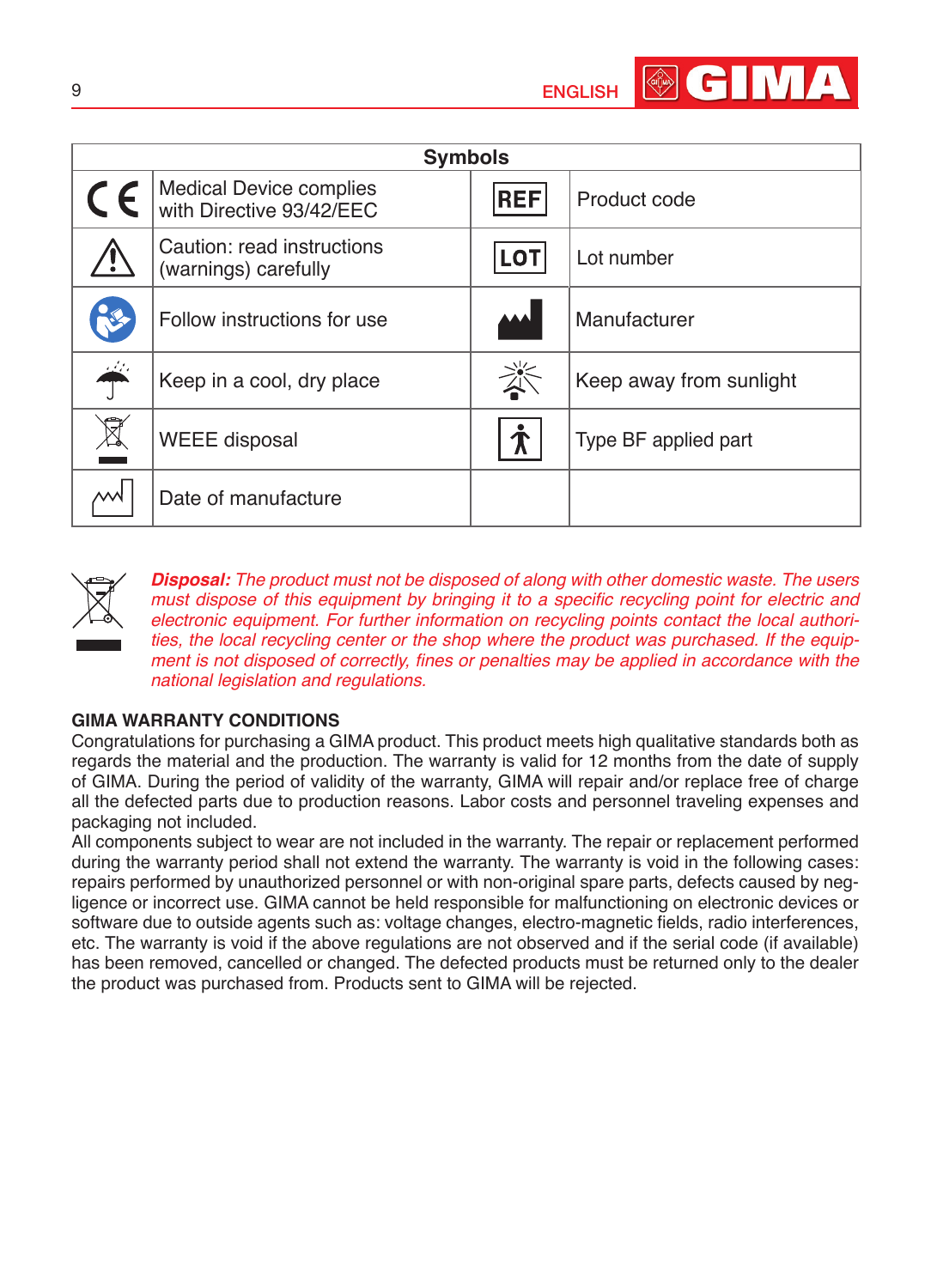| Symbols | | | |
|---|---|---|---|
| CE | Medical Device complies with Directive 93/42/EEC | REF | Product code |
| | Caution: read instructions (warnings) carefully | LOT | Lot number |
| | Follow instructions for use | | Manufacturer |
| | Keep in a cool, dry place | | Keep away from sunlight |
| | WEEE disposal | | Type BF applied part |
| | Date of manufacture | | |

***Disposal:*** *The product must not be disposed of along with other domestic waste. The users must dispose of this equipment by bringing it to a specific recycling point for electric and electronic equipment. For further information on recycling points contact the local authorities, the local recycling center or the shop where the product was purchased. If the equipment is not disposed of correctly, fines or penalties may be applied in accordance with the national legislation and regulations.*

**GIMA WARRANTY CONDITIONS**

Congratulations for purchasing a GIMA product. This product meets high qualitative standards both as regards the material and the production. The warranty is valid for 12 months from the date of supply of GIMA. During the period of validity of the warranty, GIMA will repair and/or replace free of charge all the defected parts due to production reasons. Labor costs and personnel traveling expenses and packaging not included.

All components subject to wear are not included in the warranty. The repair or replacement performed during the warranty period shall not extend the warranty. The warranty is void in the following cases: repairs performed by unauthorized personnel or with non-original spare parts, defects caused by negligence or incorrect use. GIMA cannot be held responsible for malfunctioning on electronic devices or software due to outside agents such as: voltage changes, electro-magnetic fields, radio interferences, etc. The warranty is void if the above regulations are not observed and if the serial code (if available) has been removed, cancelled or changed. The defected products must be returned only to the dealer the product was purchased from. Products sent to GIMA will be rejected.